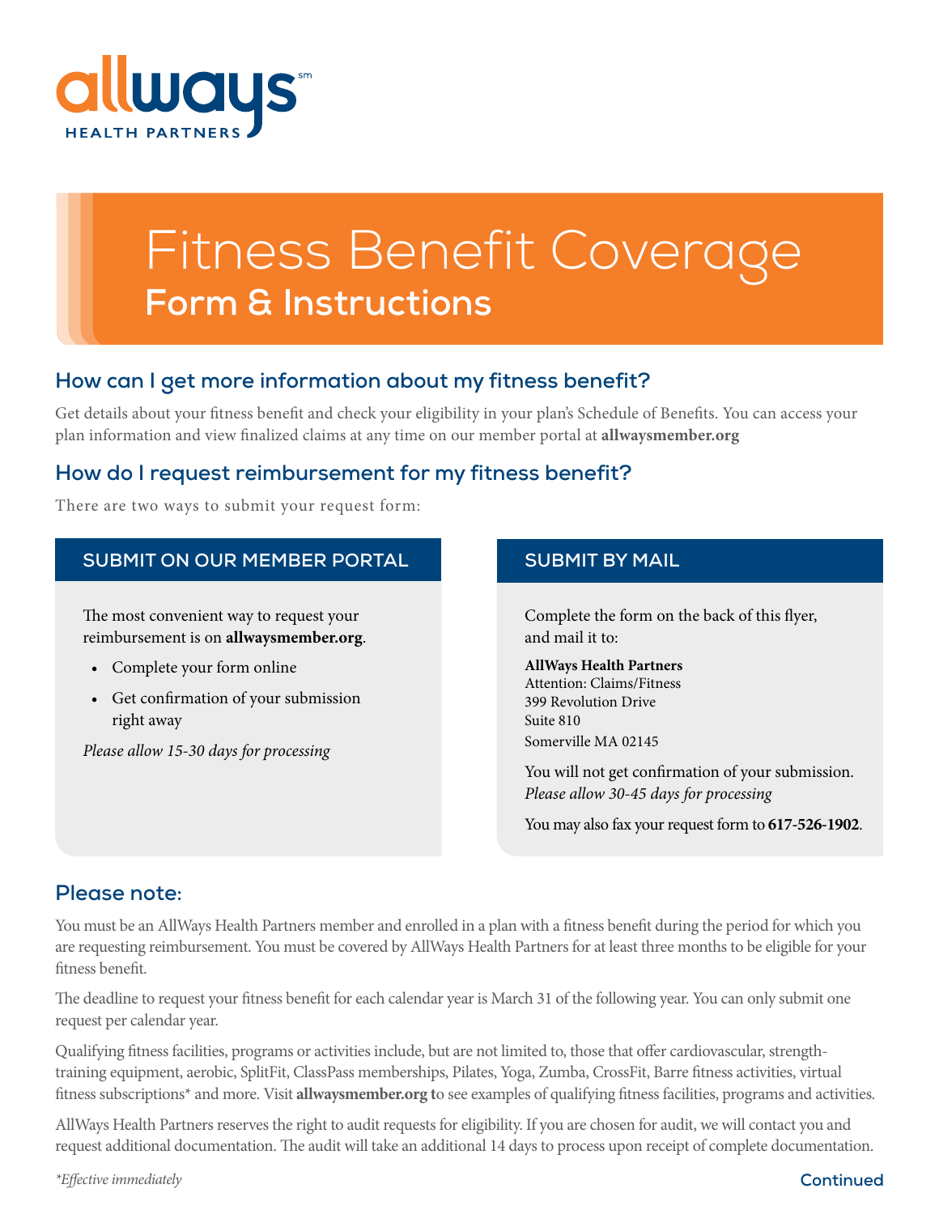allways
HEALTH PARTNERS

# Fitness Benefit Coverage
## Form & Instructions

### How can I get more information about my fitness benefit?

Get details about your fitness benefit and check your eligibility in your plan's Schedule of Benefits. You can access your plan information and view finalized claims at any time on our member portal at **allwaysmember.org**

### How do I request reimbursement for my fitness benefit?

There are two ways to submit your request form:

#### SUBMIT ON OUR MEMBER PORTAL

The most convenient way to request your reimbursement is on **allwaysmember.org**.

- Complete your form online
- Get confirmation of your submission right away

*Please allow 15-30 days for processing*

#### SUBMIT BY MAIL

Complete the form on the back of this flyer, and mail it to:

**AllWays Health Partners**
Attention: Claims/Fitness
399 Revolution Drive
Suite 810
Somerville MA 02145

You will not get confirmation of your submission.
*Please allow 30-45 days for processing*

You may also fax your request form to **617-526-1902**.

### Please note:

You must be an AllWays Health Partners member and enrolled in a plan with a fitness benefit during the period for which you are requesting reimbursement. You must be covered by AllWays Health Partners for at least three months to be eligible for your fitness benefit.

The deadline to request your fitness benefit for each calendar year is March 31 of the following year. You can only submit one request per calendar year.

Qualifying fitness facilities, programs or activities include, but are not limited to, those that offer cardiovascular, strength-training equipment, aerobic, SplitFit, ClassPass memberships, Pilates, Yoga, Zumba, CrossFit, Barre fitness activities, virtual fitness subscriptions* and more. Visit **allwaysmember.org t**o see examples of qualifying fitness facilities, programs and activities.

AllWays Health Partners reserves the right to audit requests for eligibility. If you are chosen for audit, we will contact you and request additional documentation. The audit will take an additional 14 days to process upon receipt of complete documentation.

*\*Effective immediately*

**Continued**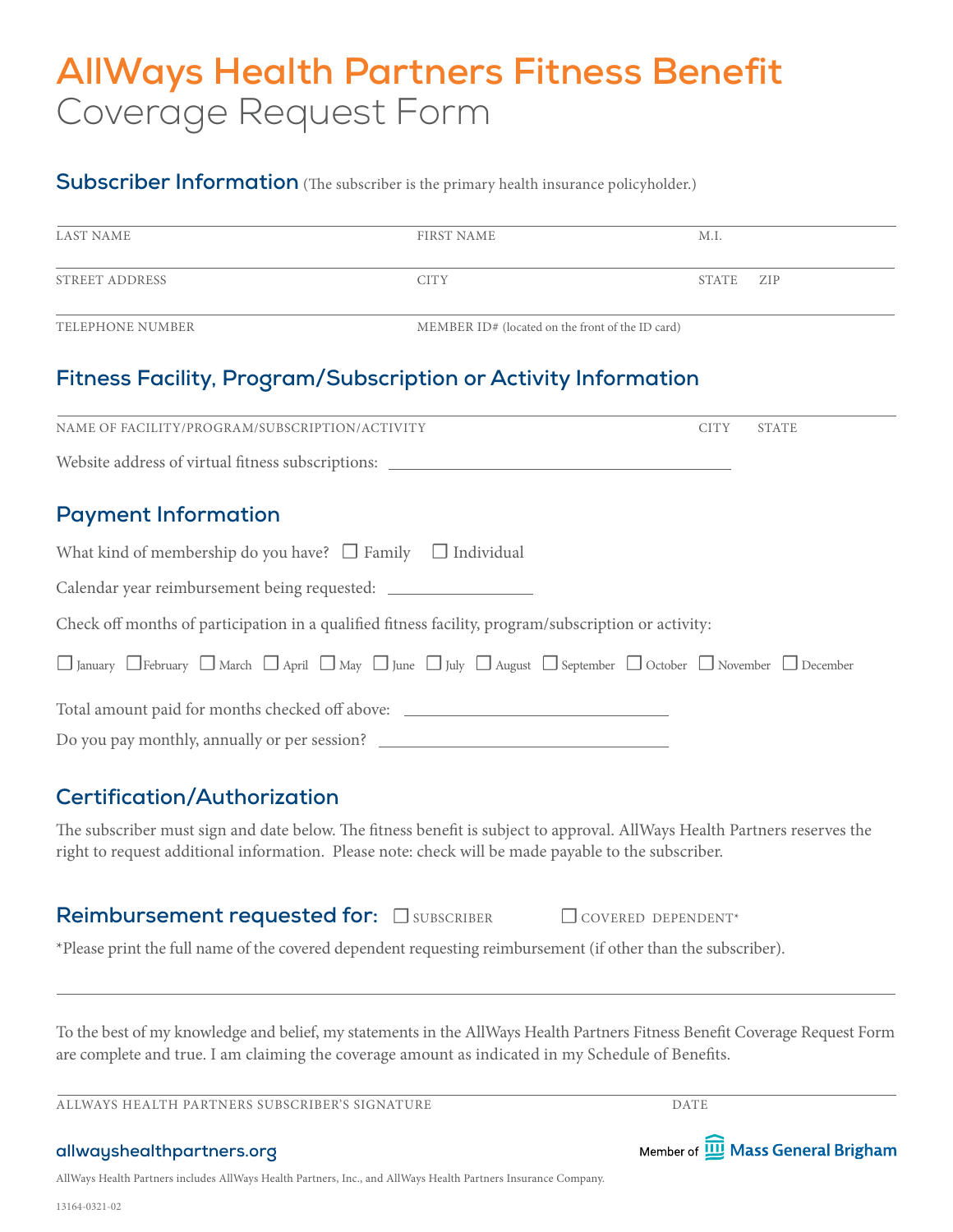# AllWays Health Partners Fitness Benefit
## Coverage Request Form

### Subscriber Information (The subscriber is the primary health insurance policyholder.)

LAST NAME | FIRST NAME | M.I.

STREET ADDRESS | CITY | STATE | ZIP

TELEPHONE NUMBER | MEMBER ID# (located on the front of the ID card)

### Fitness Facility, Program/Subscription or Activity Information

NAME OF FACILITY/PROGRAM/SUBSCRIPTION/ACTIVITY | CITY | STATE

Website address of virtual fitness subscriptions: ______________________________

### Payment Information

What kind of membership do you have? ☐ Family ☐ Individual

Calendar year reimbursement being requested: ______________

Check off months of participation in a qualified fitness facility, program/subscription or activity:

☐ January ☐ February ☐ March ☐ April ☐ May ☐ June ☐ July ☐ August ☐ September ☐ October ☐ November ☐ December

Total amount paid for months checked off above: ______________________

Do you pay monthly, annually or per session? ______________________

### Certification/Authorization

The subscriber must sign and date below. The fitness benefit is subject to approval. AllWays Health Partners reserves the right to request additional information. Please note: check will be made payable to the subscriber.

### Reimbursement requested for: ☐ SUBSCRIBER ☐ COVERED DEPENDENT*

*Please print the full name of the covered dependent requesting reimbursement (if other than the subscriber).

______________________________________________________________

To the best of my knowledge and belief, my statements in the AllWays Health Partners Fitness Benefit Coverage Request Form are complete and true. I am claiming the coverage amount as indicated in my Schedule of Benefits.

ALLWAYS HEALTH PARTNERS SUBSCRIBER'S SIGNATURE | DATE

allwayshealthpartners.org

Member of Mass General Brigham

AllWays Health Partners includes AllWays Health Partners, Inc., and AllWays Health Partners Insurance Company.

13164-0321-02